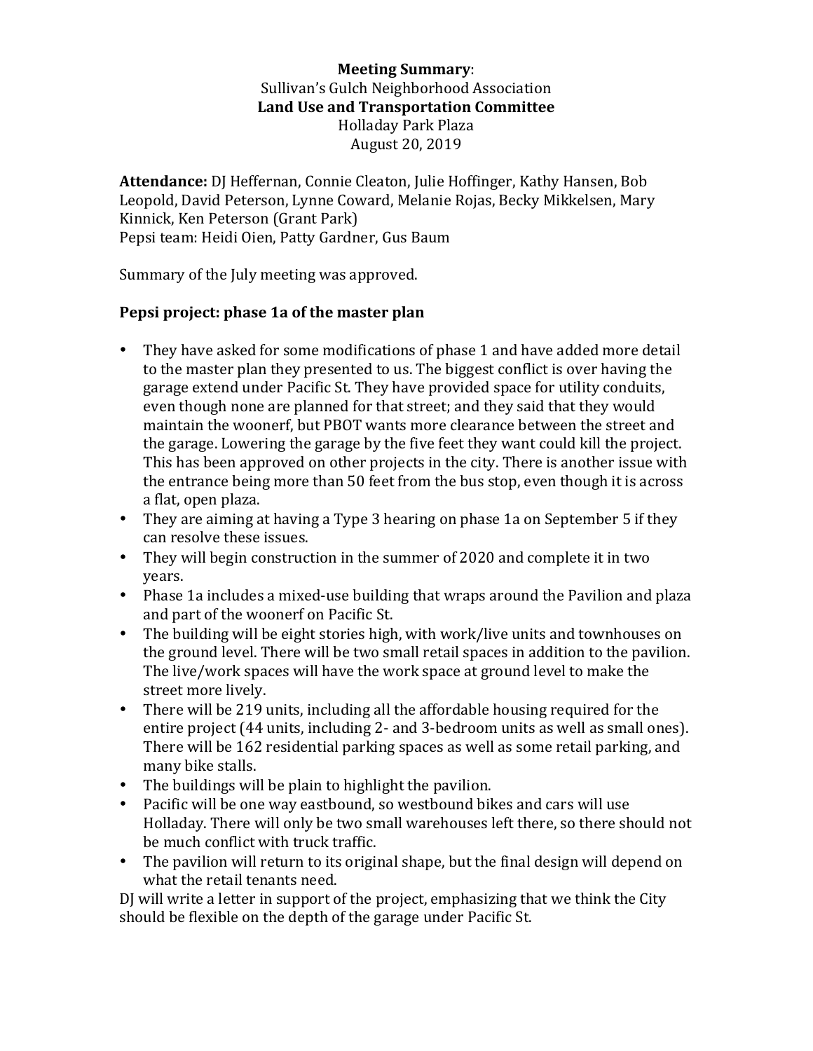**Meeting Summary**:
Sullivan's Gulch Neighborhood Association
**Land Use and Transportation Committee**
Holladay Park Plaza
August 20, 2019

**Attendance:** DJ Heffernan, Connie Cleaton, Julie Hoffinger, Kathy Hansen, Bob Leopold, David Peterson, Lynne Coward, Melanie Rojas, Becky Mikkelsen, Mary Kinnick, Ken Peterson (Grant Park)
Pepsi team: Heidi Oien, Patty Gardner, Gus Baum

Summary of the July meeting was approved.

**Pepsi project: phase 1a of the master plan**

- They have asked for some modifications of phase 1 and have added more detail to the master plan they presented to us. The biggest conflict is over having the garage extend under Pacific St. They have provided space for utility conduits, even though none are planned for that street; and they said that they would maintain the woonerf, but PBOT wants more clearance between the street and the garage. Lowering the garage by the five feet they want could kill the project. This has been approved on other projects in the city. There is another issue with the entrance being more than 50 feet from the bus stop, even though it is across a flat, open plaza.
- They are aiming at having a Type 3 hearing on phase 1a on September 5 if they can resolve these issues.
- They will begin construction in the summer of 2020 and complete it in two years.
- Phase 1a includes a mixed-use building that wraps around the Pavilion and plaza and part of the woonerf on Pacific St.
- The building will be eight stories high, with work/live units and townhouses on the ground level. There will be two small retail spaces in addition to the pavilion. The live/work spaces will have the work space at ground level to make the street more lively.
- There will be 219 units, including all the affordable housing required for the entire project (44 units, including 2- and 3-bedroom units as well as small ones). There will be 162 residential parking spaces as well as some retail parking, and many bike stalls.
- The buildings will be plain to highlight the pavilion.
- Pacific will be one way eastbound, so westbound bikes and cars will use Holladay. There will only be two small warehouses left there, so there should not be much conflict with truck traffic.
- The pavilion will return to its original shape, but the final design will depend on what the retail tenants need.

DJ will write a letter in support of the project, emphasizing that we think the City should be flexible on the depth of the garage under Pacific St.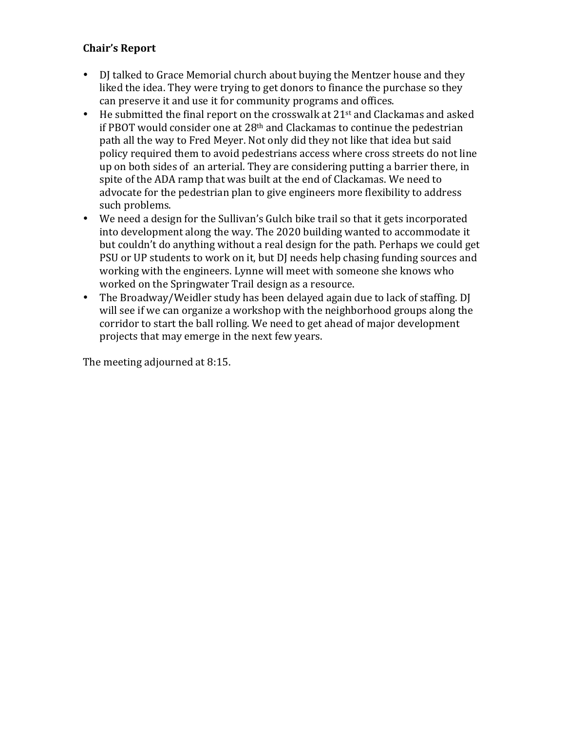**Chair's Report**

- DJ talked to Grace Memorial church about buying the Mentzer house and they liked the idea. They were trying to get donors to finance the purchase so they can preserve it and use it for community programs and offices.
- He submitted the final report on the crosswalk at 21st and Clackamas and asked if PBOT would consider one at 28th and Clackamas to continue the pedestrian path all the way to Fred Meyer. Not only did they not like that idea but said policy required them to avoid pedestrians access where cross streets do not line up on both sides of an arterial. They are considering putting a barrier there, in spite of the ADA ramp that was built at the end of Clackamas. We need to advocate for the pedestrian plan to give engineers more flexibility to address such problems.
- We need a design for the Sullivan's Gulch bike trail so that it gets incorporated into development along the way. The 2020 building wanted to accommodate it but couldn't do anything without a real design for the path. Perhaps we could get PSU or UP students to work on it, but DJ needs help chasing funding sources and working with the engineers. Lynne will meet with someone she knows who worked on the Springwater Trail design as a resource.
- The Broadway/Weidler study has been delayed again due to lack of staffing. DJ will see if we can organize a workshop with the neighborhood groups along the corridor to start the ball rolling. We need to get ahead of major development projects that may emerge in the next few years.

The meeting adjourned at 8:15.